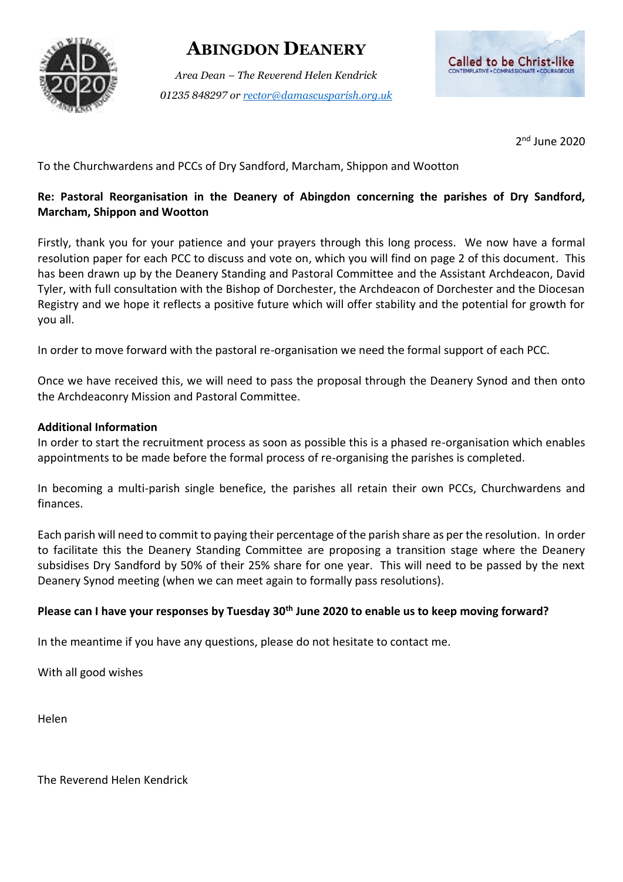# ABINGDON DEANERY

*Area Dean – The Reverend Helen Kendrick*
*01235 848297 or [rector@damascusparish.org.uk](mailto:rector@damascusparish.org.uk)*

Called to be Christ-like
CONTEMPLATIVE • COMPASSIONATE • COURAGEOUS

2nd June 2020

To the Churchwardens and PCCs of Dry Sandford, Marcham, Shippon and Wootton

**Re: Pastoral Reorganisation in the Deanery of Abingdon concerning the parishes of Dry Sandford, Marcham, Shippon and Wootton**

Firstly, thank you for your patience and your prayers through this long process. We now have a formal resolution paper for each PCC to discuss and vote on, which you will find on page 2 of this document. This has been drawn up by the Deanery Standing and Pastoral Committee and the Assistant Archdeacon, David Tyler, with full consultation with the Bishop of Dorchester, the Archdeacon of Dorchester and the Diocesan Registry and we hope it reflects a positive future which will offer stability and the potential for growth for you all.

In order to move forward with the pastoral re-organisation we need the formal support of each PCC.

Once we have received this, we will need to pass the proposal through the Deanery Synod and then onto the Archdeaconry Mission and Pastoral Committee.

**Additional Information**

In order to start the recruitment process as soon as possible this is a phased re-organisation which enables appointments to be made before the formal process of re-organising the parishes is completed.

In becoming a multi-parish single benefice, the parishes all retain their own PCCs, Churchwardens and finances.

Each parish will need to commit to paying their percentage of the parish share as per the resolution. In order to facilitate this the Deanery Standing Committee are proposing a transition stage where the Deanery subsidises Dry Sandford by 50% of their 25% share for one year. This will need to be passed by the next Deanery Synod meeting (when we can meet again to formally pass resolutions).

**Please can I have your responses by Tuesday 30th June 2020 to enable us to keep moving forward?**

In the meantime if you have any questions, please do not hesitate to contact me.

With all good wishes

Helen

The Reverend Helen Kendrick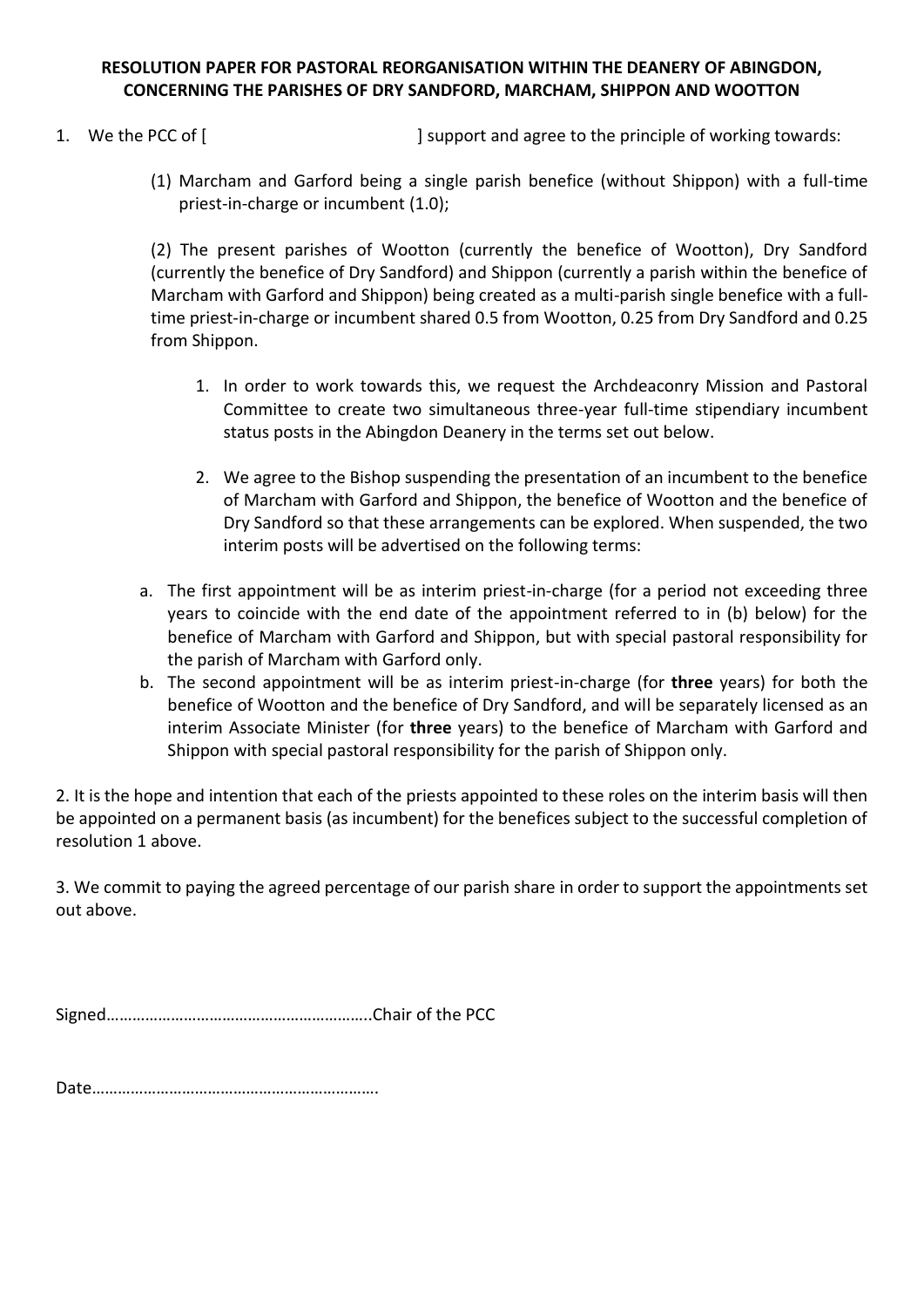**RESOLUTION PAPER FOR PASTORAL REORGANISATION WITHIN THE DEANERY OF ABINGDON, CONCERNING THE PARISHES OF DRY SANDFORD, MARCHAM, SHIPPON AND WOOTTON**

1. We the PCC of [                                        ] support and agree to the principle of working towards:

   (1) Marcham and Garford being a single parish benefice (without Shippon) with a full-time priest-in-charge or incumbent (1.0);

   (2) The present parishes of Wootton (currently the benefice of Wootton), Dry Sandford (currently the benefice of Dry Sandford) and Shippon (currently a parish within the benefice of Marcham with Garford and Shippon) being created as a multi-parish single benefice with a full-time priest-in-charge or incumbent shared 0.5 from Wootton, 0.25 from Dry Sandford and 0.25 from Shippon.

   1. In order to work towards this, we request the Archdeaconry Mission and Pastoral Committee to create two simultaneous three-year full-time stipendiary incumbent status posts in the Abingdon Deanery in the terms set out below.

   2. We agree to the Bishop suspending the presentation of an incumbent to the benefice of Marcham with Garford and Shippon, the benefice of Wootton and the benefice of Dry Sandford so that these arrangements can be explored. When suspended, the two interim posts will be advertised on the following terms:

   a. The first appointment will be as interim priest-in-charge (for a period not exceeding three years to coincide with the end date of the appointment referred to in (b) below) for the benefice of Marcham with Garford and Shippon, but with special pastoral responsibility for the parish of Marcham with Garford only.
   b. The second appointment will be as interim priest-in-charge (for **three** years) for both the benefice of Wootton and the benefice of Dry Sandford, and will be separately licensed as an interim Associate Minister (for **three** years) to the benefice of Marcham with Garford and Shippon with special pastoral responsibility for the parish of Shippon only.

2. It is the hope and intention that each of the priests appointed to these roles on the interim basis will then be appointed on a permanent basis (as incumbent) for the benefices subject to the successful completion of resolution 1 above.

3. We commit to paying the agreed percentage of our parish share in order to support the appointments set out above.

Signed…………………………………………………..Chair of the PCC

Date……………………………………………………….